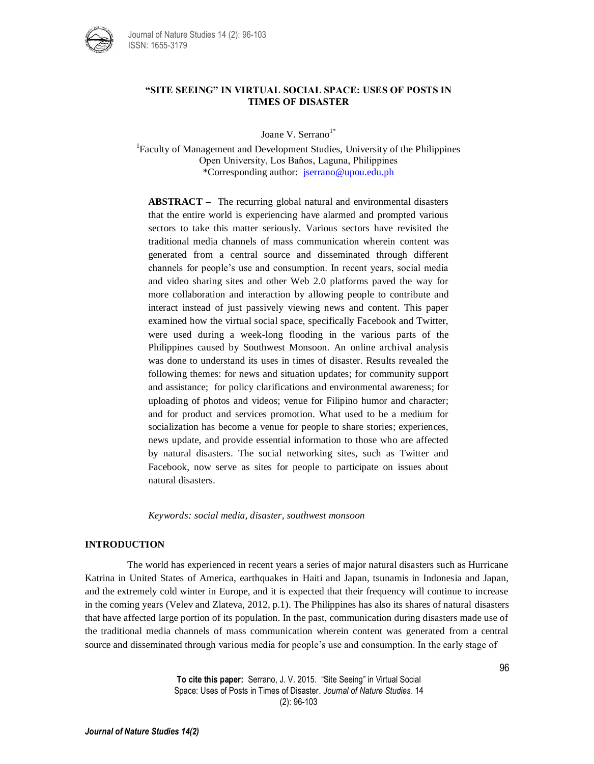# "SITE SEEING" IN VIRTUAL SOCIAL SPACE: USES OF POSTS IN TIMES OF DISASTER

Joane V. Serrano[1*]

[1]Faculty of Management and Development Studies, University of the Philippines Open University, Los Baňos, Laguna, Philippines
*Corresponding author: jserrano@upou.edu.ph

**ABSTRACT –** The recurring global natural and environmental disasters that the entire world is experiencing have alarmed and prompted various sectors to take this matter seriously. Various sectors have revisited the traditional media channels of mass communication wherein content was generated from a central source and disseminated through different channels for people's use and consumption. In recent years, social media and video sharing sites and other Web 2.0 platforms paved the way for more collaboration and interaction by allowing people to contribute and interact instead of just passively viewing news and content. This paper examined how the virtual social space, specifically Facebook and Twitter, were used during a week-long flooding in the various parts of the Philippines caused by Southwest Monsoon. An online archival analysis was done to understand its uses in times of disaster. Results revealed the following themes: for news and situation updates; for community support and assistance; for policy clarifications and environmental awareness; for uploading of photos and videos; venue for Filipino humor and character; and for product and services promotion. What used to be a medium for socialization has become a venue for people to share stories; experiences, news update, and provide essential information to those who are affected by natural disasters. The social networking sites, such as Twitter and Facebook, now serve as sites for people to participate on issues about natural disasters.

*Keywords: social media, disaster, southwest monsoon*

## INTRODUCTION

The world has experienced in recent years a series of major natural disasters such as Hurricane Katrina in United States of America, earthquakes in Haiti and Japan, tsunamis in Indonesia and Japan, and the extremely cold winter in Europe, and it is expected that their frequency will continue to increase in the coming years (Velev and Zlateva, 2012, p.1). The Philippines has also its shares of natural disasters that have affected large portion of its population. In the past, communication during disasters made use of the traditional media channels of mass communication wherein content was generated from a central source and disseminated through various media for people's use and consumption. In the early stage of

**To cite this paper:** Serrano, J. V. 2015. "Site Seeing" in Virtual Social Space: Uses of Posts in Times of Disaster. *Journal of Nature Studies*. 14 (2): 96-103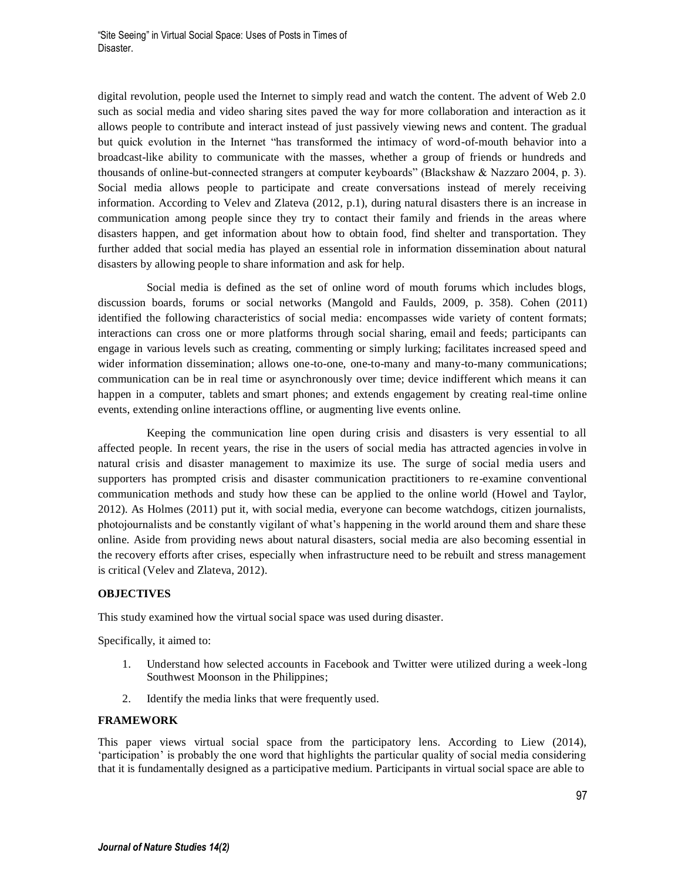digital revolution, people used the Internet to simply read and watch the content. The advent of Web 2.0 such as social media and video sharing sites paved the way for more collaboration and interaction as it allows people to contribute and interact instead of just passively viewing news and content. The gradual but quick evolution in the Internet "has transformed the intimacy of word-of-mouth behavior into a broadcast-like ability to communicate with the masses, whether a group of friends or hundreds and thousands of online-but-connected strangers at computer keyboards" (Blackshaw & Nazzaro 2004, p. 3). Social media allows people to participate and create conversations instead of merely receiving information. According to Velev and Zlateva (2012, p.1), during natural disasters there is an increase in communication among people since they try to contact their family and friends in the areas where disasters happen, and get information about how to obtain food, find shelter and transportation. They further added that social media has played an essential role in information dissemination about natural disasters by allowing people to share information and ask for help.

Social media is defined as the set of online word of mouth forums which includes blogs, discussion boards, forums or social networks (Mangold and Faulds, 2009, p. 358). Cohen (2011) identified the following characteristics of social media: encompasses wide variety of content formats; interactions can cross one or more platforms through social sharing, email and feeds; participants can engage in various levels such as creating, commenting or simply lurking; facilitates increased speed and wider information dissemination; allows one-to-one, one-to-many and many-to-many communications; communication can be in real time or asynchronously over time; device indifferent which means it can happen in a computer, tablets and smart phones; and extends engagement by creating real-time online events, extending online interactions offline, or augmenting live events online.

Keeping the communication line open during crisis and disasters is very essential to all affected people. In recent years, the rise in the users of social media has attracted agencies involve in natural crisis and disaster management to maximize its use. The surge of social media users and supporters has prompted crisis and disaster communication practitioners to re-examine conventional communication methods and study how these can be applied to the online world (Howel and Taylor, 2012). As Holmes (2011) put it, with social media, everyone can become watchdogs, citizen journalists, photojournalists and be constantly vigilant of what's happening in the world around them and share these online. Aside from providing news about natural disasters, social media are also becoming essential in the recovery efforts after crises, especially when infrastructure need to be rebuilt and stress management is critical (Velev and Zlateva, 2012).

## OBJECTIVES

This study examined how the virtual social space was used during disaster.

Specifically, it aimed to:

1. Understand how selected accounts in Facebook and Twitter were utilized during a week-long Southwest Moonson in the Philippines;
2. Identify the media links that were frequently used.

## FRAMEWORK

This paper views virtual social space from the participatory lens. According to Liew (2014), 'participation' is probably the one word that highlights the particular quality of social media considering that it is fundamentally designed as a participative medium. Participants in virtual social space are able to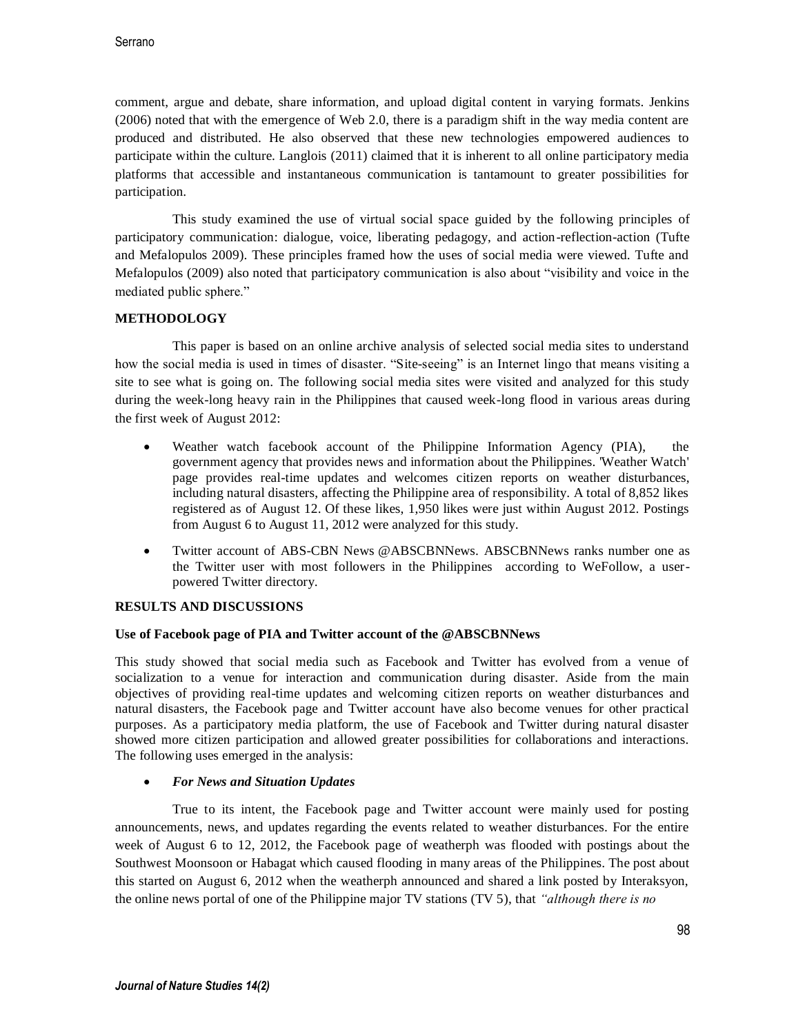comment, argue and debate, share information, and upload digital content in varying formats. Jenkins (2006) noted that with the emergence of Web 2.0, there is a paradigm shift in the way media content are produced and distributed. He also observed that these new technologies empowered audiences to participate within the culture. Langlois (2011) claimed that it is inherent to all online participatory media platforms that accessible and instantaneous communication is tantamount to greater possibilities for participation.

This study examined the use of virtual social space guided by the following principles of participatory communication: dialogue, voice, liberating pedagogy, and action-reflection-action (Tufte and Mefalopulos 2009). These principles framed how the uses of social media were viewed. Tufte and Mefalopulos (2009) also noted that participatory communication is also about "visibility and voice in the mediated public sphere."

## METHODOLOGY

This paper is based on an online archive analysis of selected social media sites to understand how the social media is used in times of disaster. "Site-seeing" is an Internet lingo that means visiting a site to see what is going on. The following social media sites were visited and analyzed for this study during the week-long heavy rain in the Philippines that caused week-long flood in various areas during the first week of August 2012:

- Weather watch facebook account of the Philippine Information Agency (PIA), the government agency that provides news and information about the Philippines. 'Weather Watch' page provides real-time updates and welcomes citizen reports on weather disturbances, including natural disasters, affecting the Philippine area of responsibility. A total of 8,852 likes registered as of August 12. Of these likes, 1,950 likes were just within August 2012. Postings from August 6 to August 11, 2012 were analyzed for this study.
- Twitter account of ABS-CBN News @ABSCBNNews. ABSCBNNews ranks number one as the Twitter user with most followers in the Philippines according to WeFollow, a user-powered Twitter directory.

## RESULTS AND DISCUSSIONS

### Use of Facebook page of PIA and Twitter account of the @ABSCBNNews

This study showed that social media such as Facebook and Twitter has evolved from a venue of socialization to a venue for interaction and communication during disaster. Aside from the main objectives of providing real-time updates and welcoming citizen reports on weather disturbances and natural disasters, the Facebook page and Twitter account have also become venues for other practical purposes. As a participatory media platform, the use of Facebook and Twitter during natural disaster showed more citizen participation and allowed greater possibilities for collaborations and interactions. The following uses emerged in the analysis:

- ***For News and Situation Updates***

True to its intent, the Facebook page and Twitter account were mainly used for posting announcements, news, and updates regarding the events related to weather disturbances. For the entire week of August 6 to 12, 2012, the Facebook page of weatherph was flooded with postings about the Southwest Monsoon or Habagat which caused flooding in many areas of the Philippines. The post about this started on August 6, 2012 when the weatherph announced and shared a link posted by Interaksyon, the online news portal of one of the Philippine major TV stations (TV 5), that *"although there is no*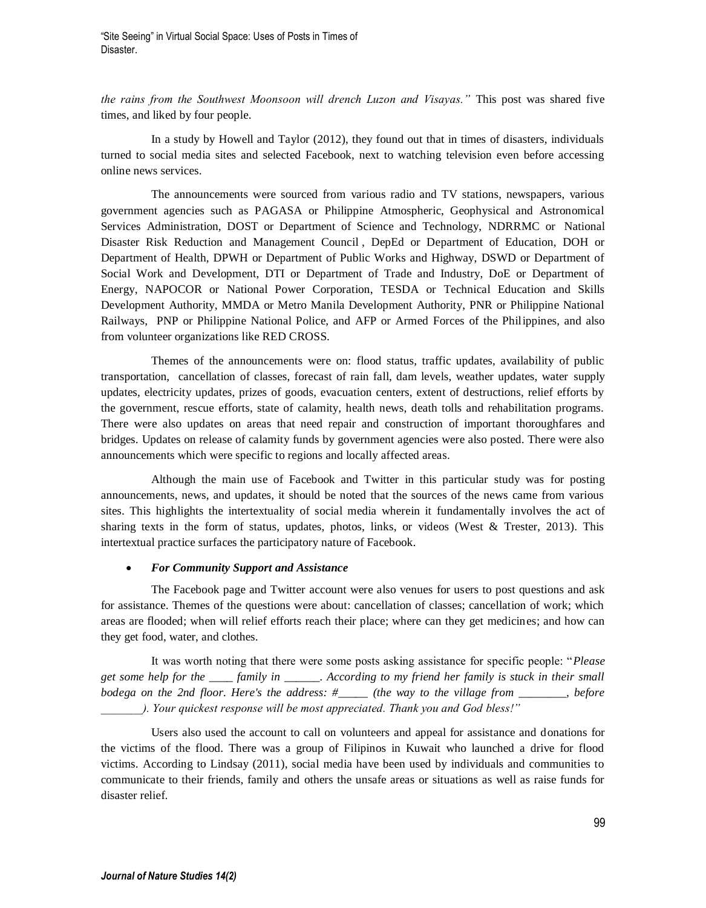*the rains from the Southwest Moonsoon will drench Luzon and Visayas."* This post was shared five times, and liked by four people.

In a study by Howell and Taylor (2012), they found out that in times of disasters, individuals turned to social media sites and selected Facebook, next to watching television even before accessing online news services.

The announcements were sourced from various radio and TV stations, newspapers, various government agencies such as PAGASA or Philippine Atmospheric, Geophysical and Astronomical Services Administration, DOST or Department of Science and Technology, NDRRMC or National Disaster Risk Reduction and Management Council , DepEd or Department of Education, DOH or Department of Health, DPWH or Department of Public Works and Highway, DSWD or Department of Social Work and Development, DTI or Department of Trade and Industry, DoE or Department of Energy, NAPOCOR or National Power Corporation, TESDA or Technical Education and Skills Development Authority, MMDA or Metro Manila Development Authority, PNR or Philippine National Railways, PNP or Philippine National Police, and AFP or Armed Forces of the Philippines, and also from volunteer organizations like RED CROSS.

Themes of the announcements were on: flood status, traffic updates, availability of public transportation, cancellation of classes, forecast of rain fall, dam levels, weather updates, water supply updates, electricity updates, prizes of goods, evacuation centers, extent of destructions, relief efforts by the government, rescue efforts, state of calamity, health news, death tolls and rehabilitation programs. There were also updates on areas that need repair and construction of important thoroughfares and bridges. Updates on release of calamity funds by government agencies were also posted. There were also announcements which were specific to regions and locally affected areas.

Although the main use of Facebook and Twitter in this particular study was for posting announcements, news, and updates, it should be noted that the sources of the news came from various sites. This highlights the intertextuality of social media wherein it fundamentally involves the act of sharing texts in the form of status, updates, photos, links, or videos (West & Trester, 2013). This intertextual practice surfaces the participatory nature of Facebook.

- ***For Community Support and Assistance***

The Facebook page and Twitter account were also venues for users to post questions and ask for assistance. Themes of the questions were about: cancellation of classes; cancellation of work; which areas are flooded; when will relief efforts reach their place; where can they get medicines; and how can they get food, water, and clothes.

It was worth noting that there were some posts asking assistance for specific people: "*Please get some help for the ____ family in ______. According to my friend her family is stuck in their small bodega on the 2nd floor. Here's the address: #_____ (the way to the village from ________, before _______). Your quickest response will be most appreciated. Thank you and God bless!"*

Users also used the account to call on volunteers and appeal for assistance and donations for the victims of the flood. There was a group of Filipinos in Kuwait who launched a drive for flood victims. According to Lindsay (2011), social media have been used by individuals and communities to communicate to their friends, family and others the unsafe areas or situations as well as raise funds for disaster relief.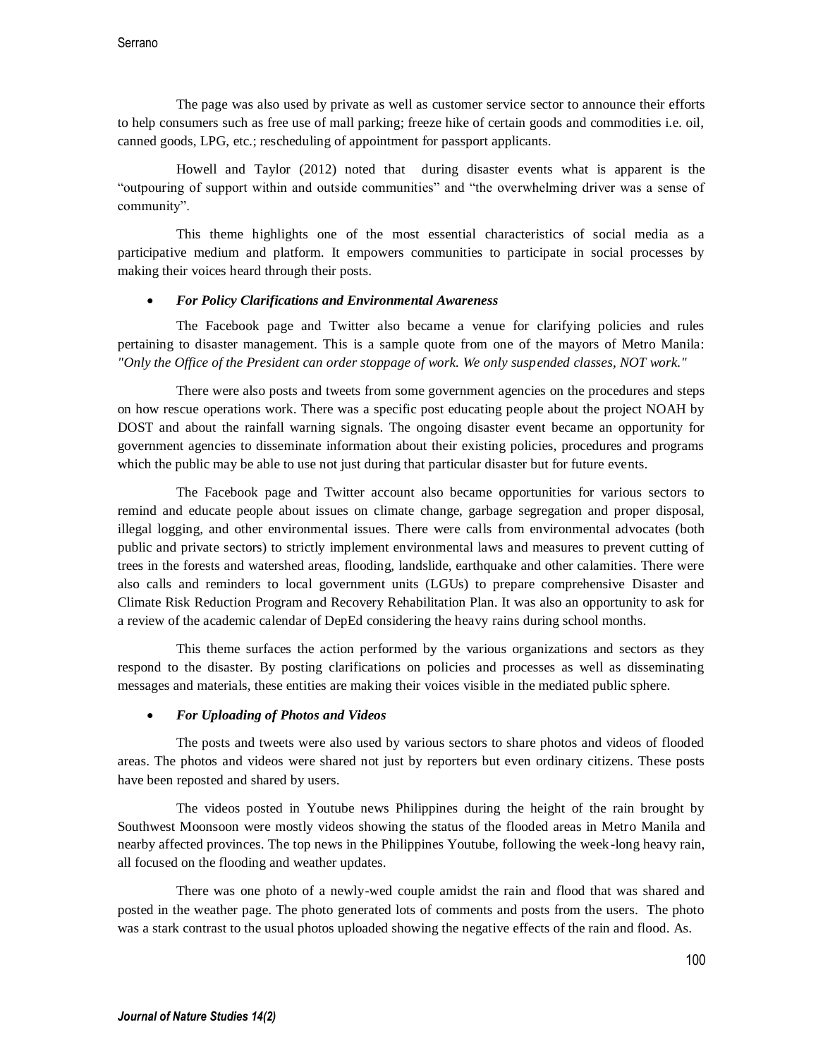The page was also used by private as well as customer service sector to announce their efforts to help consumers such as free use of mall parking; freeze hike of certain goods and commodities i.e. oil, canned goods, LPG, etc.; rescheduling of appointment for passport applicants.

Howell and Taylor (2012) noted that during disaster events what is apparent is the "outpouring of support within and outside communities" and "the overwhelming driver was a sense of community".

This theme highlights one of the most essential characteristics of social media as a participative medium and platform. It empowers communities to participate in social processes by making their voices heard through their posts.

- ***For Policy Clarifications and Environmental Awareness***

The Facebook page and Twitter also became a venue for clarifying policies and rules pertaining to disaster management. This is a sample quote from one of the mayors of Metro Manila: *"Only the Office of the President can order stoppage of work. We only suspended classes, NOT work."*

There were also posts and tweets from some government agencies on the procedures and steps on how rescue operations work. There was a specific post educating people about the project NOAH by DOST and about the rainfall warning signals. The ongoing disaster event became an opportunity for government agencies to disseminate information about their existing policies, procedures and programs which the public may be able to use not just during that particular disaster but for future events.

The Facebook page and Twitter account also became opportunities for various sectors to remind and educate people about issues on climate change, garbage segregation and proper disposal, illegal logging, and other environmental issues. There were calls from environmental advocates (both public and private sectors) to strictly implement environmental laws and measures to prevent cutting of trees in the forests and watershed areas, flooding, landslide, earthquake and other calamities. There were also calls and reminders to local government units (LGUs) to prepare comprehensive Disaster and Climate Risk Reduction Program and Recovery Rehabilitation Plan. It was also an opportunity to ask for a review of the academic calendar of DepEd considering the heavy rains during school months.

This theme surfaces the action performed by the various organizations and sectors as they respond to the disaster. By posting clarifications on policies and processes as well as disseminating messages and materials, these entities are making their voices visible in the mediated public sphere.

- ***For Uploading of Photos and Videos***

The posts and tweets were also used by various sectors to share photos and videos of flooded areas. The photos and videos were shared not just by reporters but even ordinary citizens. These posts have been reposted and shared by users.

The videos posted in Youtube news Philippines during the height of the rain brought by Southwest Moonsoon were mostly videos showing the status of the flooded areas in Metro Manila and nearby affected provinces. The top news in the Philippines Youtube, following the week-long heavy rain, all focused on the flooding and weather updates.

There was one photo of a newly-wed couple amidst the rain and flood that was shared and posted in the weather page. The photo generated lots of comments and posts from the users. The photo was a stark contrast to the usual photos uploaded showing the negative effects of the rain and flood. As.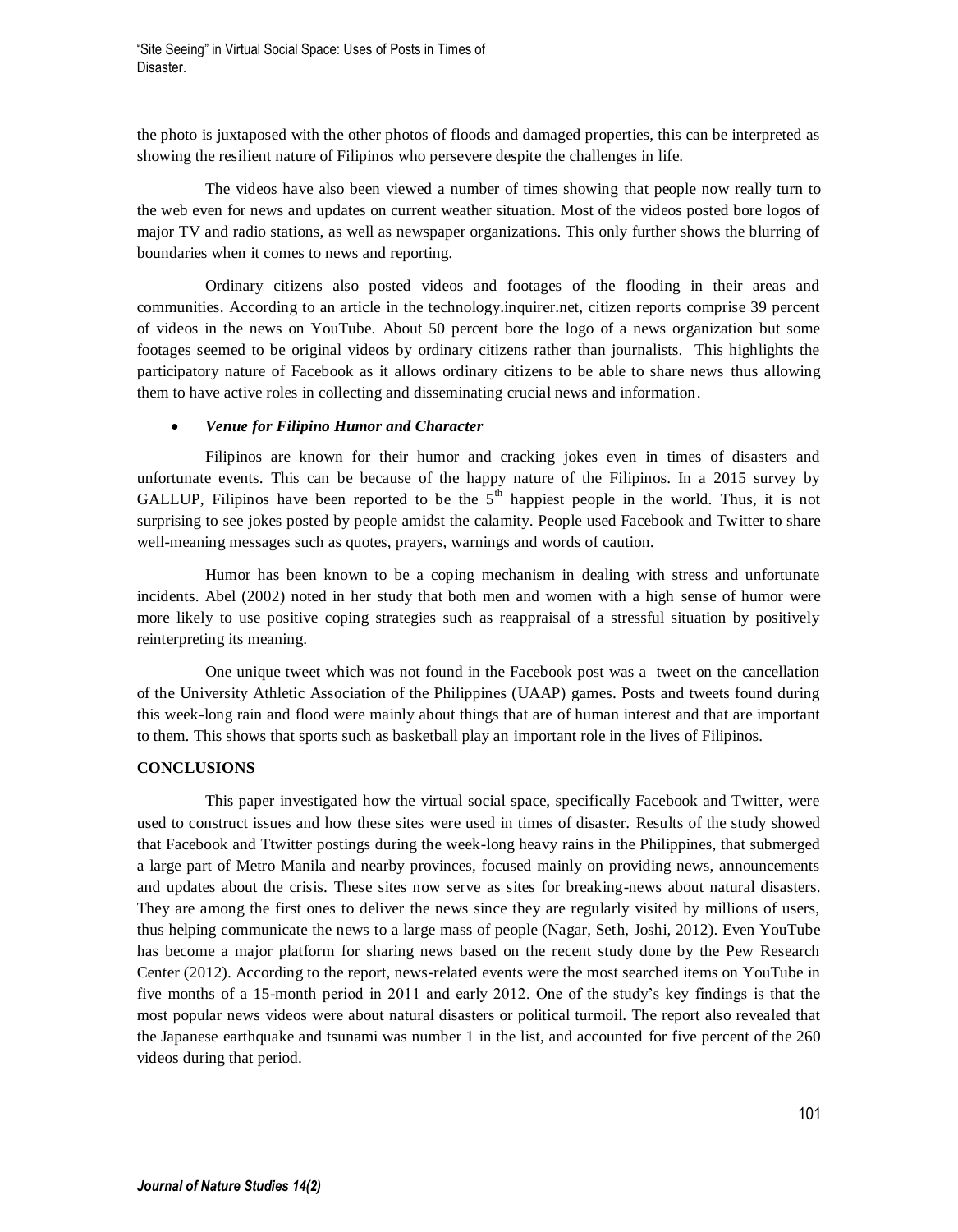the photo is juxtaposed with the other photos of floods and damaged properties, this can be interpreted as showing the resilient nature of Filipinos who persevere despite the challenges in life.

The videos have also been viewed a number of times showing that people now really turn to the web even for news and updates on current weather situation. Most of the videos posted bore logos of major TV and radio stations, as well as newspaper organizations. This only further shows the blurring of boundaries when it comes to news and reporting.

Ordinary citizens also posted videos and footages of the flooding in their areas and communities. According to an article in the technology.inquirer.net, citizen reports comprise 39 percent of videos in the news on YouTube. About 50 percent bore the logo of a news organization but some footages seemed to be original videos by ordinary citizens rather than journalists. This highlights the participatory nature of Facebook as it allows ordinary citizens to be able to share news thus allowing them to have active roles in collecting and disseminating crucial news and information.

- ***Venue for Filipino Humor and Character***

Filipinos are known for their humor and cracking jokes even in times of disasters and unfortunate events. This can be because of the happy nature of the Filipinos. In a 2015 survey by GALLUP, Filipinos have been reported to be the 5th happiest people in the world. Thus, it is not surprising to see jokes posted by people amidst the calamity. People used Facebook and Twitter to share well-meaning messages such as quotes, prayers, warnings and words of caution.

Humor has been known to be a coping mechanism in dealing with stress and unfortunate incidents. Abel (2002) noted in her study that both men and women with a high sense of humor were more likely to use positive coping strategies such as reappraisal of a stressful situation by positively reinterpreting its meaning.

One unique tweet which was not found in the Facebook post was a tweet on the cancellation of the University Athletic Association of the Philippines (UAAP) games. Posts and tweets found during this week-long rain and flood were mainly about things that are of human interest and that are important to them. This shows that sports such as basketball play an important role in the lives of Filipinos.

**CONCLUSIONS**

This paper investigated how the virtual social space, specifically Facebook and Twitter, were used to construct issues and how these sites were used in times of disaster. Results of the study showed that Facebook and Ttwitter postings during the week-long heavy rains in the Philippines, that submerged a large part of Metro Manila and nearby provinces, focused mainly on providing news, announcements and updates about the crisis. These sites now serve as sites for breaking-news about natural disasters. They are among the first ones to deliver the news since they are regularly visited by millions of users, thus helping communicate the news to a large mass of people (Nagar, Seth, Joshi, 2012). Even YouTube has become a major platform for sharing news based on the recent study done by the Pew Research Center (2012). According to the report, news-related events were the most searched items on YouTube in five months of a 15-month period in 2011 and early 2012. One of the study's key findings is that the most popular news videos were about natural disasters or political turmoil. The report also revealed that the Japanese earthquake and tsunami was number 1 in the list, and accounted for five percent of the 260 videos during that period.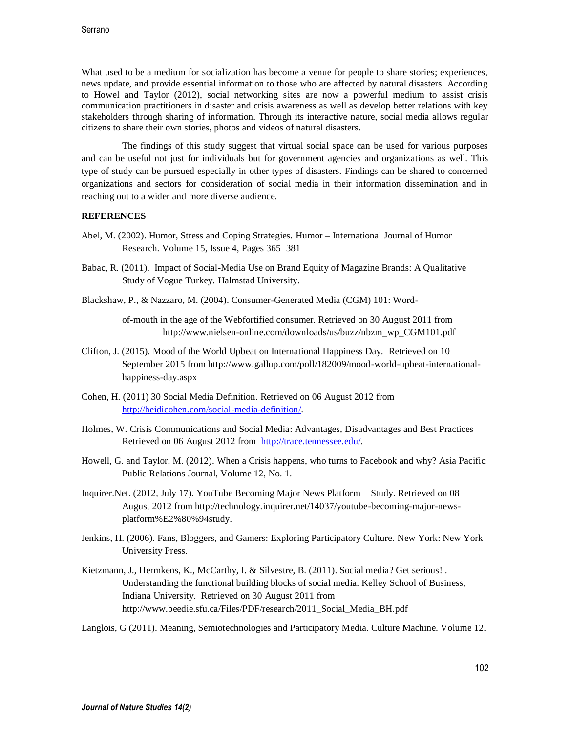What used to be a medium for socialization has become a venue for people to share stories; experiences, news update, and provide essential information to those who are affected by natural disasters. According to Howel and Taylor (2012), social networking sites are now a powerful medium to assist crisis communication practitioners in disaster and crisis awareness as well as develop better relations with key stakeholders through sharing of information. Through its interactive nature, social media allows regular citizens to share their own stories, photos and videos of natural disasters.

The findings of this study suggest that virtual social space can be used for various purposes and can be useful not just for individuals but for government agencies and organizations as well. This type of study can be pursued especially in other types of disasters. Findings can be shared to concerned organizations and sectors for consideration of social media in their information dissemination and in reaching out to a wider and more diverse audience.

**REFERENCES**

Abel, M. (2002). Humor, Stress and Coping Strategies. Humor – International Journal of Humor Research. Volume 15, Issue 4, Pages 365–381

Babac, R. (2011). Impact of Social-Media Use on Brand Equity of Magazine Brands: A Qualitative Study of Vogue Turkey. Halmstad University.

Blackshaw, P., & Nazzaro, M. (2004). Consumer-Generated Media (CGM) 101: Word-of-mouth in the age of the Webfortified consumer. Retrieved on 30 August 2011 from http://www.nielsen-online.com/downloads/us/buzz/nbzm_wp_CGM101.pdf

Clifton, J. (2015). Mood of the World Upbeat on International Happiness Day. Retrieved on 10 September 2015 from http://www.gallup.com/poll/182009/mood-world-upbeat-international-happiness-day.aspx

Cohen, H. (2011) 30 Social Media Definition. Retrieved on 06 August 2012 from http://heidicohen.com/social-media-definition/.

Holmes, W. Crisis Communications and Social Media: Advantages, Disadvantages and Best Practices Retrieved on 06 August 2012 from http://trace.tennessee.edu/.

Howell, G. and Taylor, M. (2012). When a Crisis happens, who turns to Facebook and why? Asia Pacific Public Relations Journal, Volume 12, No. 1.

Inquirer.Net. (2012, July 17). YouTube Becoming Major News Platform – Study. Retrieved on 08 August 2012 from http://technology.inquirer.net/14037/youtube-becoming-major-news-platform%E2%80%94study.

Jenkins, H. (2006). Fans, Bloggers, and Gamers: Exploring Participatory Culture. New York: New York University Press.

Kietzmann, J., Hermkens, K., McCarthy, I. & Silvestre, B. (2011). Social media? Get serious! . Understanding the functional building blocks of social media. Kelley School of Business, Indiana University. Retrieved on 30 August 2011 from http://www.beedie.sfu.ca/Files/PDF/research/2011_Social_Media_BH.pdf

Langlois, G (2011). Meaning, Semiotechnologies and Participatory Media. Culture Machine. Volume 12.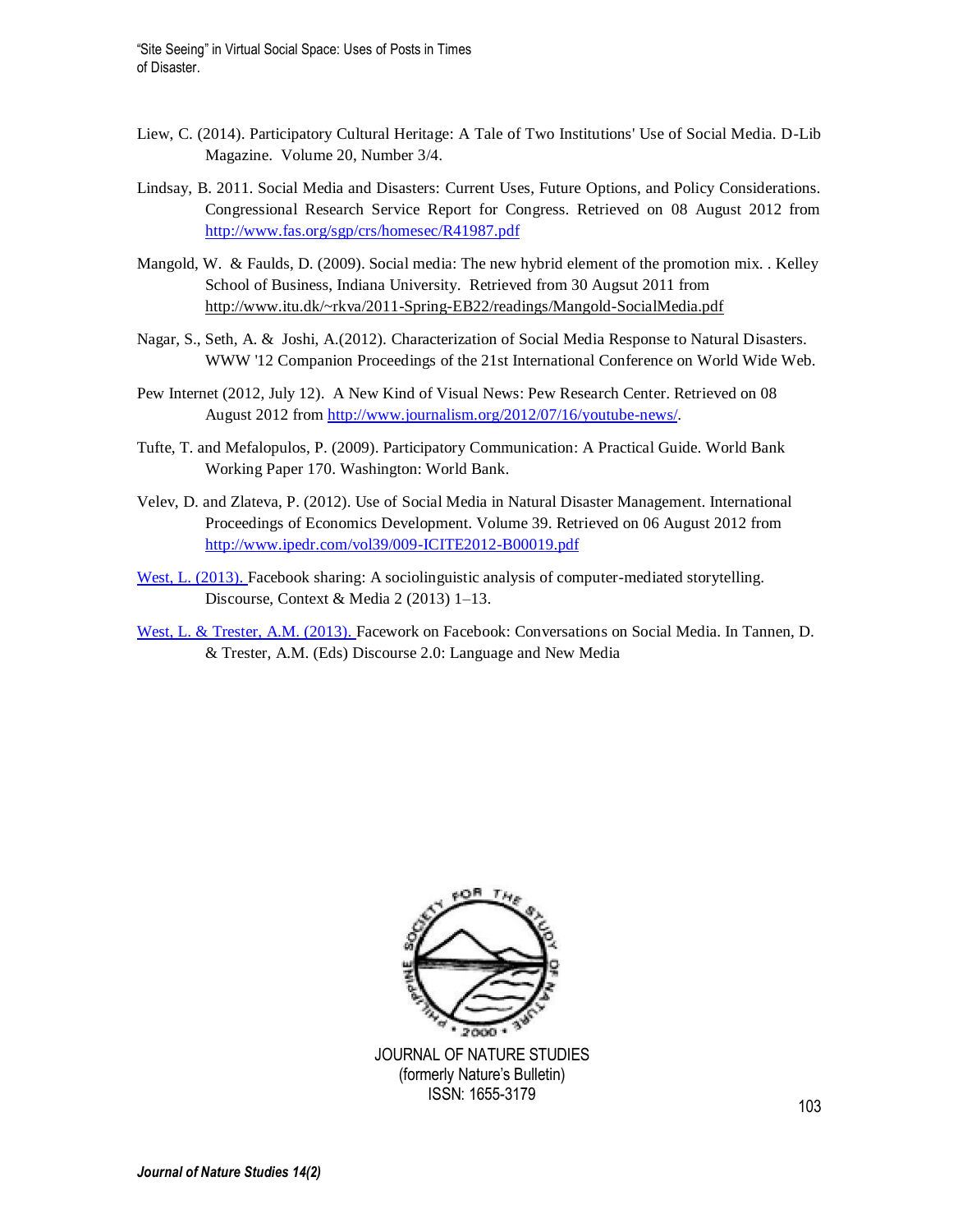Liew, C. (2014). Participatory Cultural Heritage: A Tale of Two Institutions' Use of Social Media. D-Lib Magazine. Volume 20, Number 3/4.

Lindsay, B. 2011. Social Media and Disasters: Current Uses, Future Options, and Policy Considerations. Congressional Research Service Report for Congress. Retrieved on 08 August 2012 from http://www.fas.org/sgp/crs/homesec/R41987.pdf

Mangold, W. & Faulds, D. (2009). Social media: The new hybrid element of the promotion mix. . Kelley School of Business, Indiana University. Retrieved from 30 Augsut 2011 from http://www.itu.dk/~rkva/2011-Spring-EB22/readings/Mangold-SocialMedia.pdf

Nagar, S., Seth, A. & Joshi, A.(2012). Characterization of Social Media Response to Natural Disasters. WWW '12 Companion Proceedings of the 21st International Conference on World Wide Web.

Pew Internet (2012, July 12). A New Kind of Visual News: Pew Research Center. Retrieved on 08 August 2012 from http://www.journalism.org/2012/07/16/youtube-news/.

Tufte, T. and Mefalopulos, P. (2009). Participatory Communication: A Practical Guide. World Bank Working Paper 170. Washington: World Bank.

Velev, D. and Zlateva, P. (2012). Use of Social Media in Natural Disaster Management. International Proceedings of Economics Development. Volume 39. Retrieved on 06 August 2012 from http://www.ipedr.com/vol39/009-ICITE2012-B00019.pdf

West, L. (2013). Facebook sharing: A sociolinguistic analysis of computer-mediated storytelling. Discourse, Context & Media 2 (2013) 1–13.

West, L. & Trester, A.M. (2013). Facework on Facebook: Conversations on Social Media. In Tannen, D. & Trester, A.M. (Eds) Discourse 2.0: Language and New Media